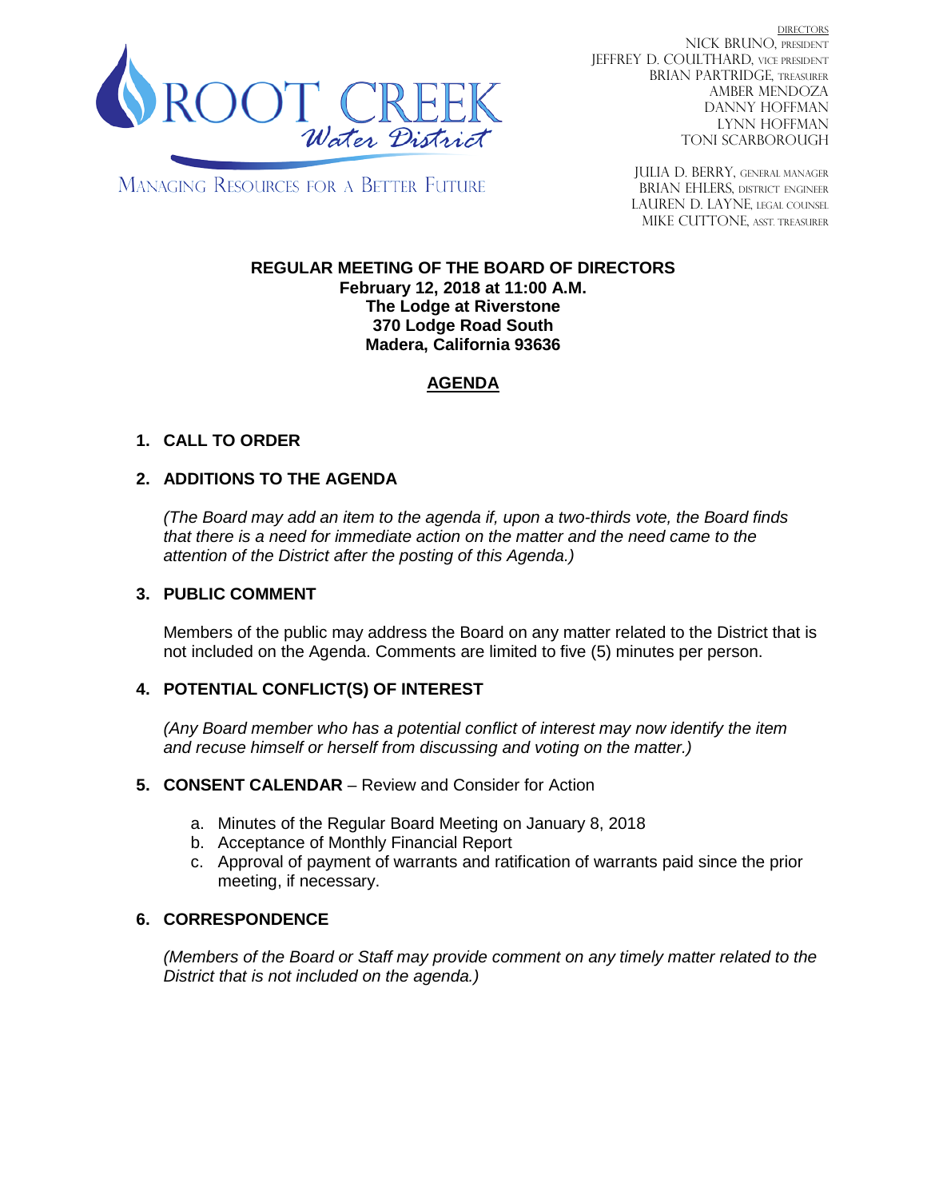ROOT CREEK Water District

MANAGING RESOURCES FOR A BETTER FUTURE

DIRECTORS
NICK BRUNO, PRESIDENT
JEFFREY D. COULTHARD, VICE PRESIDENT
BRIAN PARTRIDGE, TREASURER
AMBER MENDOZA
DANNY HOFFMAN
LYNN HOFFMAN
TONI SCARBOROUGH

JULIA D. BERRY, GENERAL MANAGER
BRIAN EHLERS, DISTRICT ENGINEER
LAUREN D. LAYNE, LEGAL COUNSEL
MIKE CUTTONE, ASST. TREASURER

**REGULAR MEETING OF THE BOARD OF DIRECTORS**
**February 12, 2018 at 11:00 A.M.**
**The Lodge at Riverstone**
**370 Lodge Road South**
**Madera, California 93636**

## AGENDA

### 1. CALL TO ORDER

### 2. ADDITIONS TO THE AGENDA

*(The Board may add an item to the agenda if, upon a two-thirds vote, the Board finds that there is a need for immediate action on the matter and the need came to the attention of the District after the posting of this Agenda.)*

### 3. PUBLIC COMMENT

Members of the public may address the Board on any matter related to the District that is not included on the Agenda. Comments are limited to five (5) minutes per person.

### 4. POTENTIAL CONFLICT(S) OF INTEREST

*(Any Board member who has a potential conflict of interest may now identify the item and recuse himself or herself from discussing and voting on the matter.)*

### 5. CONSENT CALENDAR – Review and Consider for Action

a. Minutes of the Regular Board Meeting on January 8, 2018
b. Acceptance of Monthly Financial Report
c. Approval of payment of warrants and ratification of warrants paid since the prior meeting, if necessary.

### 6. CORRESPONDENCE

*(Members of the Board or Staff may provide comment on any timely matter related to the District that is not included on the agenda.)*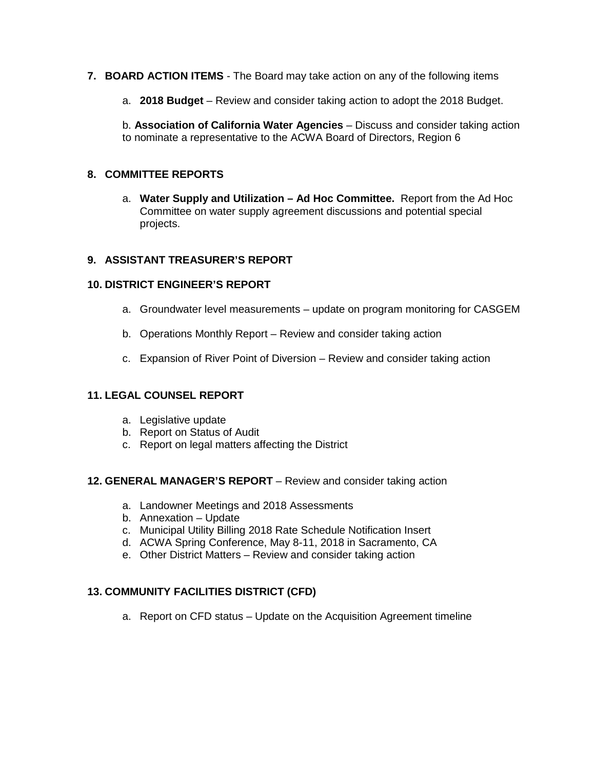7. **BOARD ACTION ITEMS** - The Board may take action on any of the following items

    a. **2018 Budget** – Review and consider taking action to adopt the 2018 Budget.

    b. **Association of California Water Agencies** – Discuss and consider taking action to nominate a representative to the ACWA Board of Directors, Region 6

8. **COMMITTEE REPORTS**

    a. **Water Supply and Utilization – Ad Hoc Committee.** Report from the Ad Hoc Committee on water supply agreement discussions and potential special projects.

9. **ASSISTANT TREASURER'S REPORT**

10. **DISTRICT ENGINEER'S REPORT**

    a. Groundwater level measurements – update on program monitoring for CASGEM

    b. Operations Monthly Report – Review and consider taking action

    c. Expansion of River Point of Diversion – Review and consider taking action

11. **LEGAL COUNSEL REPORT**

    a. Legislative update
    b. Report on Status of Audit
    c. Report on legal matters affecting the District

12. **GENERAL MANAGER'S REPORT** – Review and consider taking action

    a. Landowner Meetings and 2018 Assessments
    b. Annexation – Update
    c. Municipal Utility Billing 2018 Rate Schedule Notification Insert
    d. ACWA Spring Conference, May 8-11, 2018 in Sacramento, CA
    e. Other District Matters – Review and consider taking action

13. **COMMUNITY FACILITIES DISTRICT (CFD)**

    a. Report on CFD status – Update on the Acquisition Agreement timeline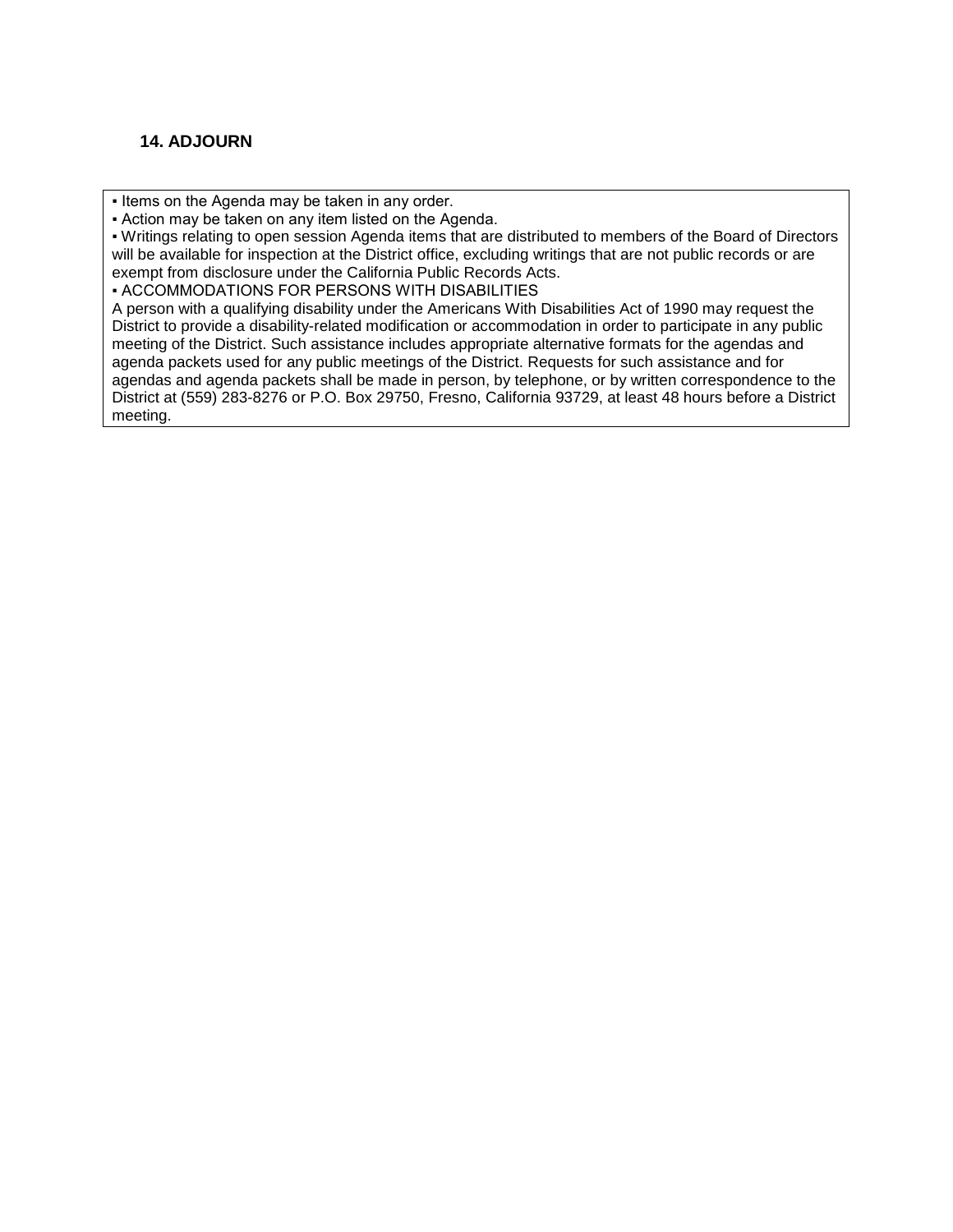### 14. ADJOURN

▪ Items on the Agenda may be taken in any order.
▪ Action may be taken on any item listed on the Agenda.
▪ Writings relating to open session Agenda items that are distributed to members of the Board of Directors will be available for inspection at the District office, excluding writings that are not public records or are exempt from disclosure under the California Public Records Acts.
▪ ACCOMMODATIONS FOR PERSONS WITH DISABILITIES
A person with a qualifying disability under the Americans With Disabilities Act of 1990 may request the District to provide a disability-related modification or accommodation in order to participate in any public meeting of the District. Such assistance includes appropriate alternative formats for the agendas and agenda packets used for any public meetings of the District. Requests for such assistance and for agendas and agenda packets shall be made in person, by telephone, or by written correspondence to the District at (559) 283-8276 or P.O. Box 29750, Fresno, California 93729, at least 48 hours before a District meeting.